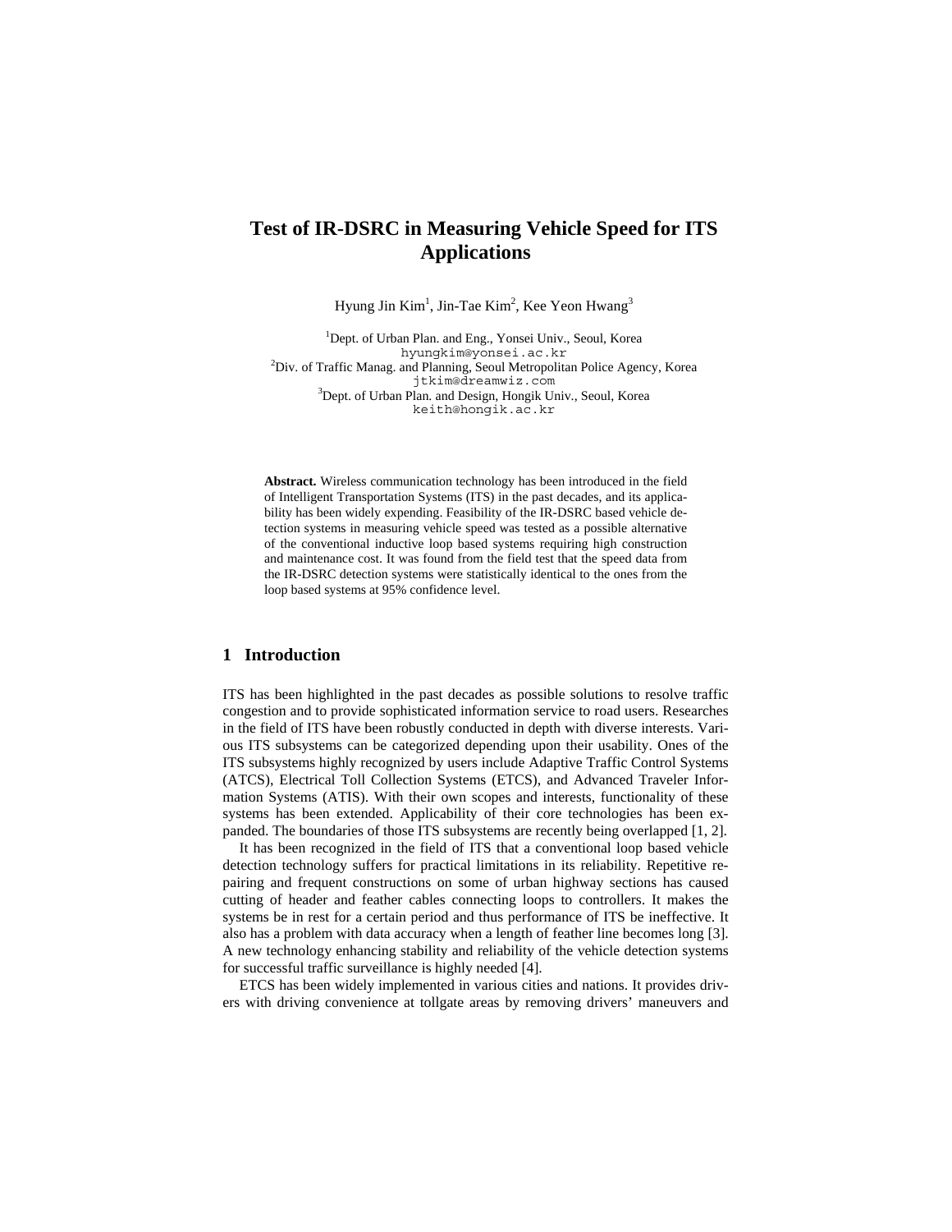# Test of IR-DSRC in Measuring Vehicle Speed for ITS Applications

Hyung Jin Kim[1], Jin-Tae Kim[2], Kee Yeon Hwang[3]

[1]Dept. of Urban Plan. and Eng., Yonsei Univ., Seoul, Korea
hyungkim@yonsei.ac.kr
[2]Div. of Traffic Manag. and Planning, Seoul Metropolitan Police Agency, Korea
jtkim@dreamwiz.com
[3]Dept. of Urban Plan. and Design, Hongik Univ., Seoul, Korea
keith@hongik.ac.kr

**Abstract.** Wireless communication technology has been introduced in the field of Intelligent Transportation Systems (ITS) in the past decades, and its applicability has been widely expending. Feasibility of the IR-DSRC based vehicle detection systems in measuring vehicle speed was tested as a possible alternative of the conventional inductive loop based systems requiring high construction and maintenance cost. It was found from the field test that the speed data from the IR-DSRC detection systems were statistically identical to the ones from the loop based systems at 95% confidence level.

## 1 Introduction

ITS has been highlighted in the past decades as possible solutions to resolve traffic congestion and to provide sophisticated information service to road users. Researches in the field of ITS have been robustly conducted in depth with diverse interests. Various ITS subsystems can be categorized depending upon their usability. Ones of the ITS subsystems highly recognized by users include Adaptive Traffic Control Systems (ATCS), Electrical Toll Collection Systems (ETCS), and Advanced Traveler Information Systems (ATIS). With their own scopes and interests, functionality of these systems has been extended. Applicability of their core technologies has been expanded. The boundaries of those ITS subsystems are recently being overlapped [1, 2].

It has been recognized in the field of ITS that a conventional loop based vehicle detection technology suffers for practical limitations in its reliability. Repetitive repairing and frequent constructions on some of urban highway sections has caused cutting of header and feather cables connecting loops to controllers. It makes the systems be in rest for a certain period and thus performance of ITS be ineffective. It also has a problem with data accuracy when a length of feather line becomes long [3]. A new technology enhancing stability and reliability of the vehicle detection systems for successful traffic surveillance is highly needed [4].

ETCS has been widely implemented in various cities and nations. It provides drivers with driving convenience at tollgate areas by removing drivers' maneuvers and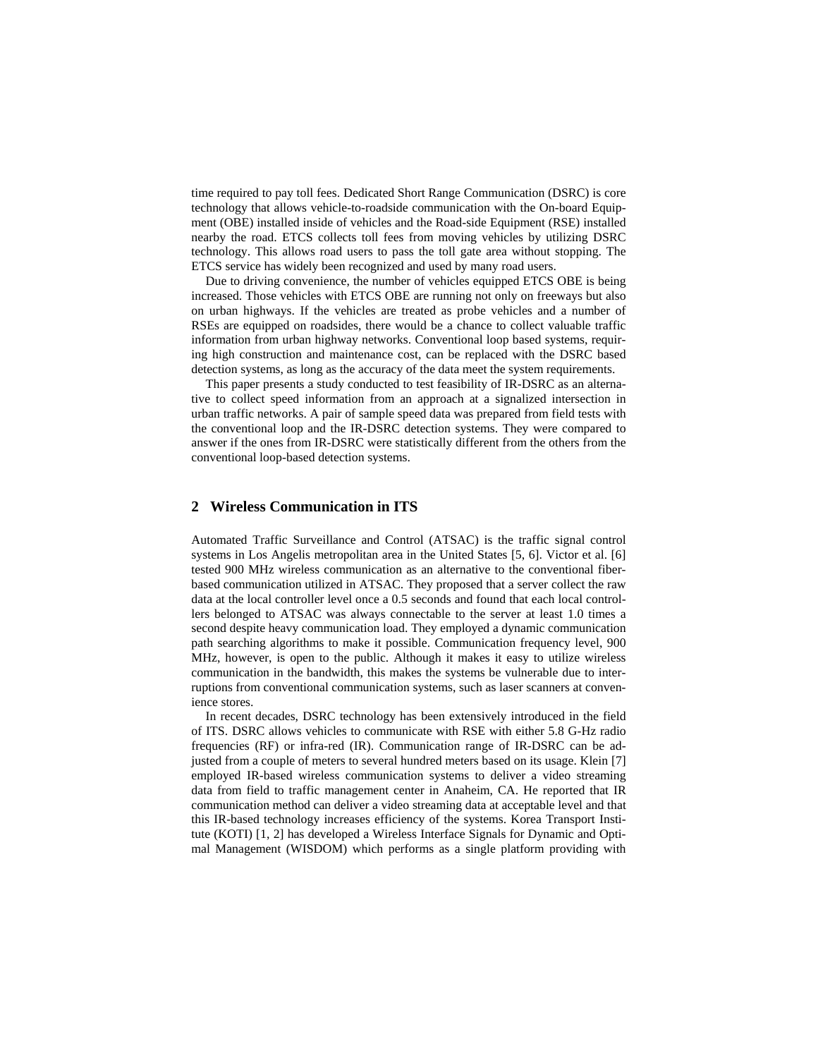time required to pay toll fees. Dedicated Short Range Communication (DSRC) is core technology that allows vehicle-to-roadside communication with the On-board Equipment (OBE) installed inside of vehicles and the Road-side Equipment (RSE) installed nearby the road. ETCS collects toll fees from moving vehicles by utilizing DSRC technology. This allows road users to pass the toll gate area without stopping. The ETCS service has widely been recognized and used by many road users.

Due to driving convenience, the number of vehicles equipped ETCS OBE is being increased. Those vehicles with ETCS OBE are running not only on freeways but also on urban highways. If the vehicles are treated as probe vehicles and a number of RSEs are equipped on roadsides, there would be a chance to collect valuable traffic information from urban highway networks. Conventional loop based systems, requiring high construction and maintenance cost, can be replaced with the DSRC based detection systems, as long as the accuracy of the data meet the system requirements.

This paper presents a study conducted to test feasibility of IR-DSRC as an alternative to collect speed information from an approach at a signalized intersection in urban traffic networks. A pair of sample speed data was prepared from field tests with the conventional loop and the IR-DSRC detection systems. They were compared to answer if the ones from IR-DSRC were statistically different from the others from the conventional loop-based detection systems.

## 2 Wireless Communication in ITS

Automated Traffic Surveillance and Control (ATSAC) is the traffic signal control systems in Los Angelis metropolitan area in the United States [5, 6]. Victor et al. [6] tested 900 MHz wireless communication as an alternative to the conventional fiber-based communication utilized in ATSAC. They proposed that a server collect the raw data at the local controller level once a 0.5 seconds and found that each local controllers belonged to ATSAC was always connectable to the server at least 1.0 times a second despite heavy communication load. They employed a dynamic communication path searching algorithms to make it possible. Communication frequency level, 900 MHz, however, is open to the public. Although it makes it easy to utilize wireless communication in the bandwidth, this makes the systems be vulnerable due to interruptions from conventional communication systems, such as laser scanners at convenience stores.

In recent decades, DSRC technology has been extensively introduced in the field of ITS. DSRC allows vehicles to communicate with RSE with either 5.8 G-Hz radio frequencies (RF) or infra-red (IR). Communication range of IR-DSRC can be adjusted from a couple of meters to several hundred meters based on its usage. Klein [7] employed IR-based wireless communication systems to deliver a video streaming data from field to traffic management center in Anaheim, CA. He reported that IR communication method can deliver a video streaming data at acceptable level and that this IR-based technology increases efficiency of the systems. Korea Transport Institute (KOTI) [1, 2] has developed a Wireless Interface Signals for Dynamic and Optimal Management (WISDOM) which performs as a single platform providing with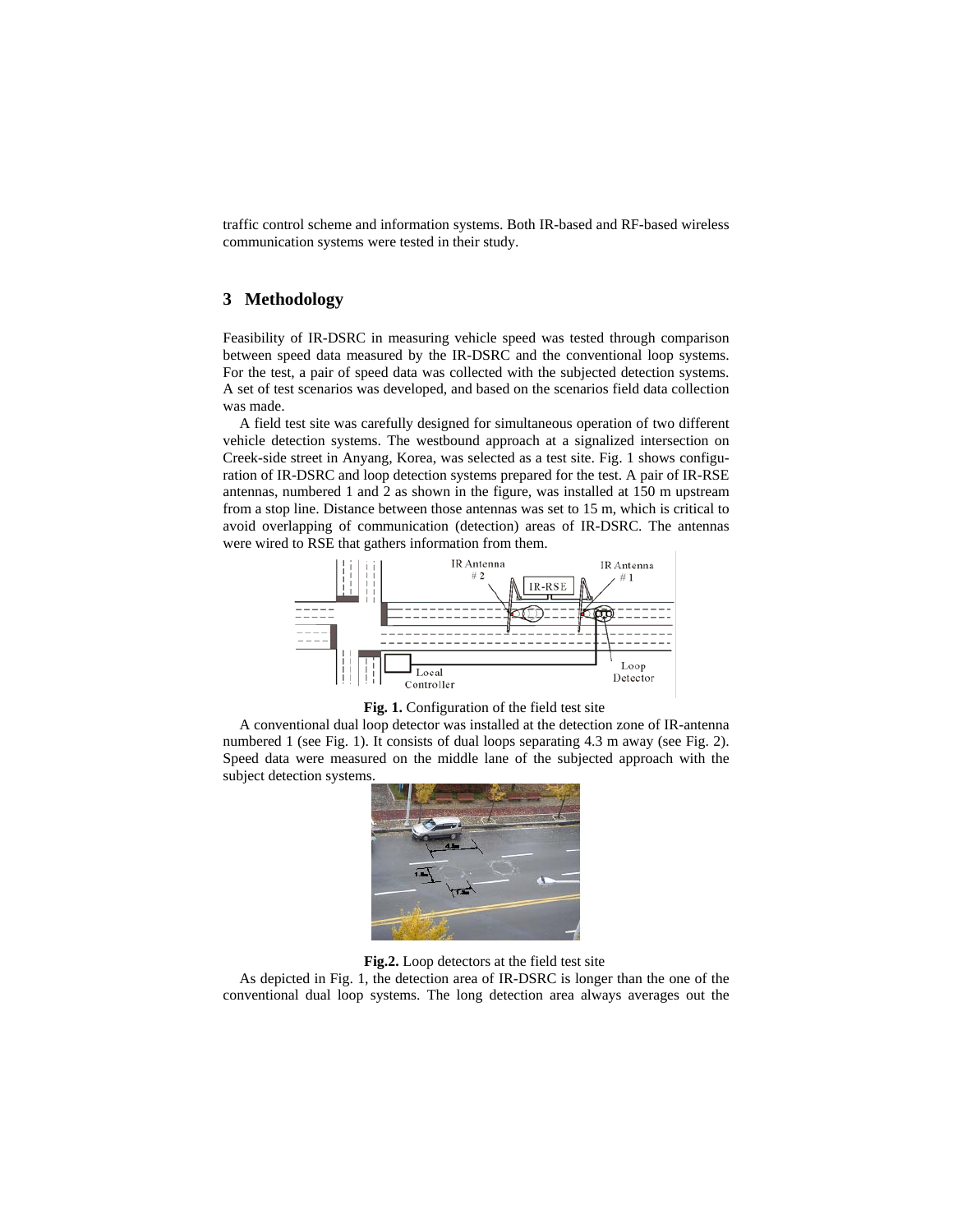traffic control scheme and information systems. Both IR-based and RF-based wireless communication systems were tested in their study.

## 3 Methodology

Feasibility of IR-DSRC in measuring vehicle speed was tested through comparison between speed data measured by the IR-DSRC and the conventional loop systems. For the test, a pair of speed data was collected with the subjected detection systems. A set of test scenarios was developed, and based on the scenarios field data collection was made.

A field test site was carefully designed for simultaneous operation of two different vehicle detection systems. The westbound approach at a signalized intersection on Creek-side street in Anyang, Korea, was selected as a test site. Fig. 1 shows configuration of IR-DSRC and loop detection systems prepared for the test. A pair of IR-RSE antennas, numbered 1 and 2 as shown in the figure, was installed at 150 m upstream from a stop line. Distance between those antennas was set to 15 m, which is critical to avoid overlapping of communication (detection) areas of IR-DSRC. The antennas were wired to RSE that gathers information from them.

**Fig. 1.** Configuration of the field test site

A conventional dual loop detector was installed at the detection zone of IR-antenna numbered 1 (see Fig. 1). It consists of dual loops separating 4.3 m away (see Fig. 2). Speed data were measured on the middle lane of the subjected approach with the subject detection systems.

**Fig.2.** Loop detectors at the field test site

As depicted in Fig. 1, the detection area of IR-DSRC is longer than the one of the conventional dual loop systems. The long detection area always averages out the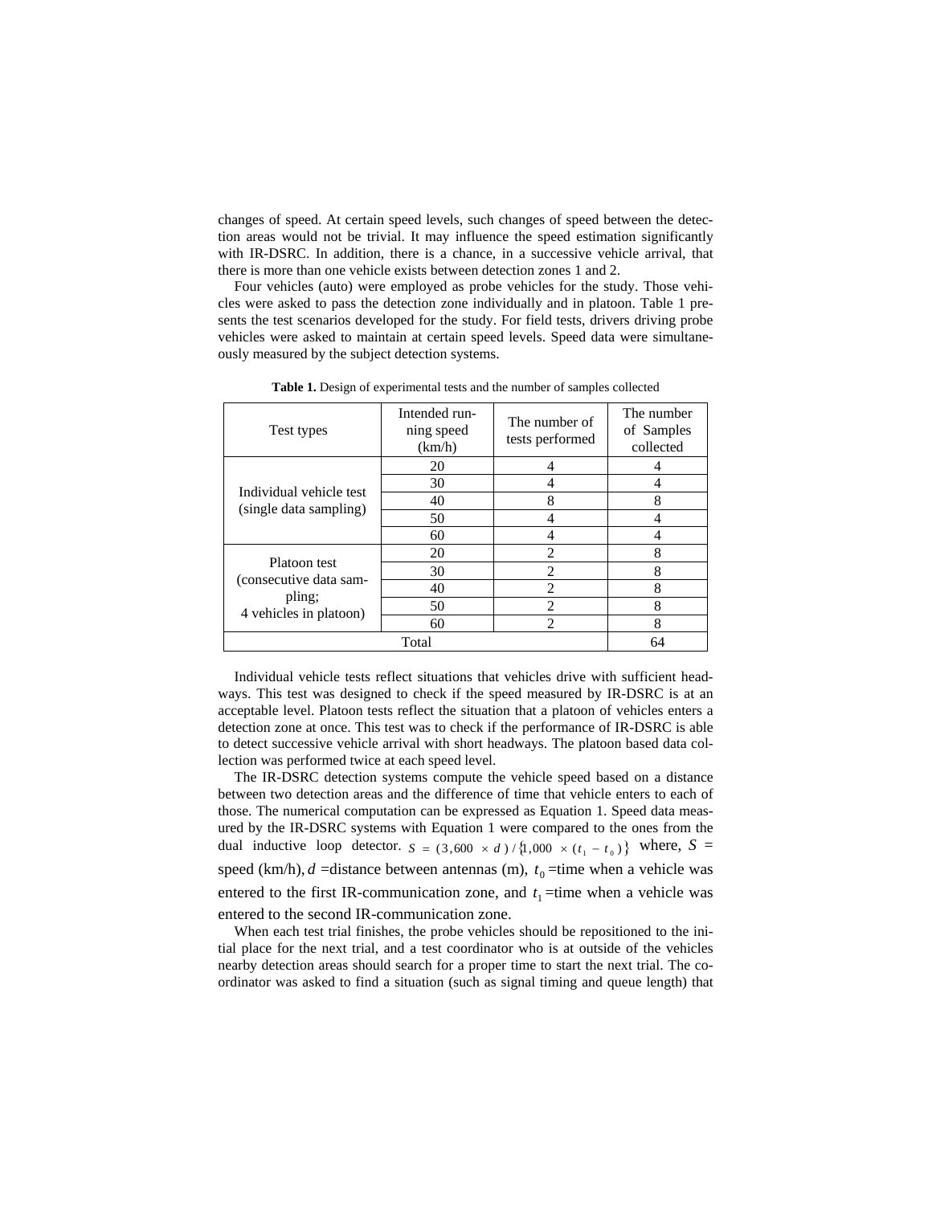changes of speed. At certain speed levels, such changes of speed between the detection areas would not be trivial. It may influence the speed estimation significantly with IR-DSRC. In addition, there is a chance, in a successive vehicle arrival, that there is more than one vehicle exists between detection zones 1 and 2.

Four vehicles (auto) were employed as probe vehicles for the study. Those vehicles were asked to pass the detection zone individually and in platoon. Table 1 presents the test scenarios developed for the study. For field tests, drivers driving probe vehicles were asked to maintain at certain speed levels. Speed data were simultaneously measured by the subject detection systems.

**Table 1.** Design of experimental tests and the number of samples collected

| Test types | Intended running speed (km/h) | The number of tests performed | The number of Samples collected |
|---|---|---|---|
| Individual vehicle test (single data sampling) | 20 | 4 | 4 |
| | 30 | 4 | 4 |
| | 40 | 8 | 8 |
| | 50 | 4 | 4 |
| | 60 | 4 | 4 |
| Platoon test (consecutive data sampling; 4 vehicles in platoon) | 20 | 2 | 8 |
| | 30 | 2 | 8 |
| | 40 | 2 | 8 |
| | 50 | 2 | 8 |
| | 60 | 2 | 8 |
| Total | | | 64 |

Individual vehicle tests reflect situations that vehicles drive with sufficient headways. This test was designed to check if the speed measured by IR-DSRC is at an acceptable level. Platoon tests reflect the situation that a platoon of vehicles enters a detection zone at once. This test was to check if the performance of IR-DSRC is able to detect successive vehicle arrival with short headways. The platoon based data collection was performed twice at each speed level.

The IR-DSRC detection systems compute the vehicle speed based on a distance between two detection areas and the difference of time that vehicle enters to each of those. The numerical computation can be expressed as Equation 1. Speed data measured by the IR-DSRC systems with Equation 1 were compared to the ones from the dual inductive loop detector. $S = (3{,}600 \times d) / \{1{,}000 \times (t_1 - t_0)\}$ where, $S$ = speed (km/h), $d$ =distance between antennas (m), $t_0$ =time when a vehicle was entered to the first IR-communication zone, and $t_1$ =time when a vehicle was entered to the second IR-communication zone.

When each test trial finishes, the probe vehicles should be repositioned to the initial place for the next trial, and a test coordinator who is at outside of the vehicles nearby detection areas should search for a proper time to start the next trial. The coordinator was asked to find a situation (such as signal timing and queue length) that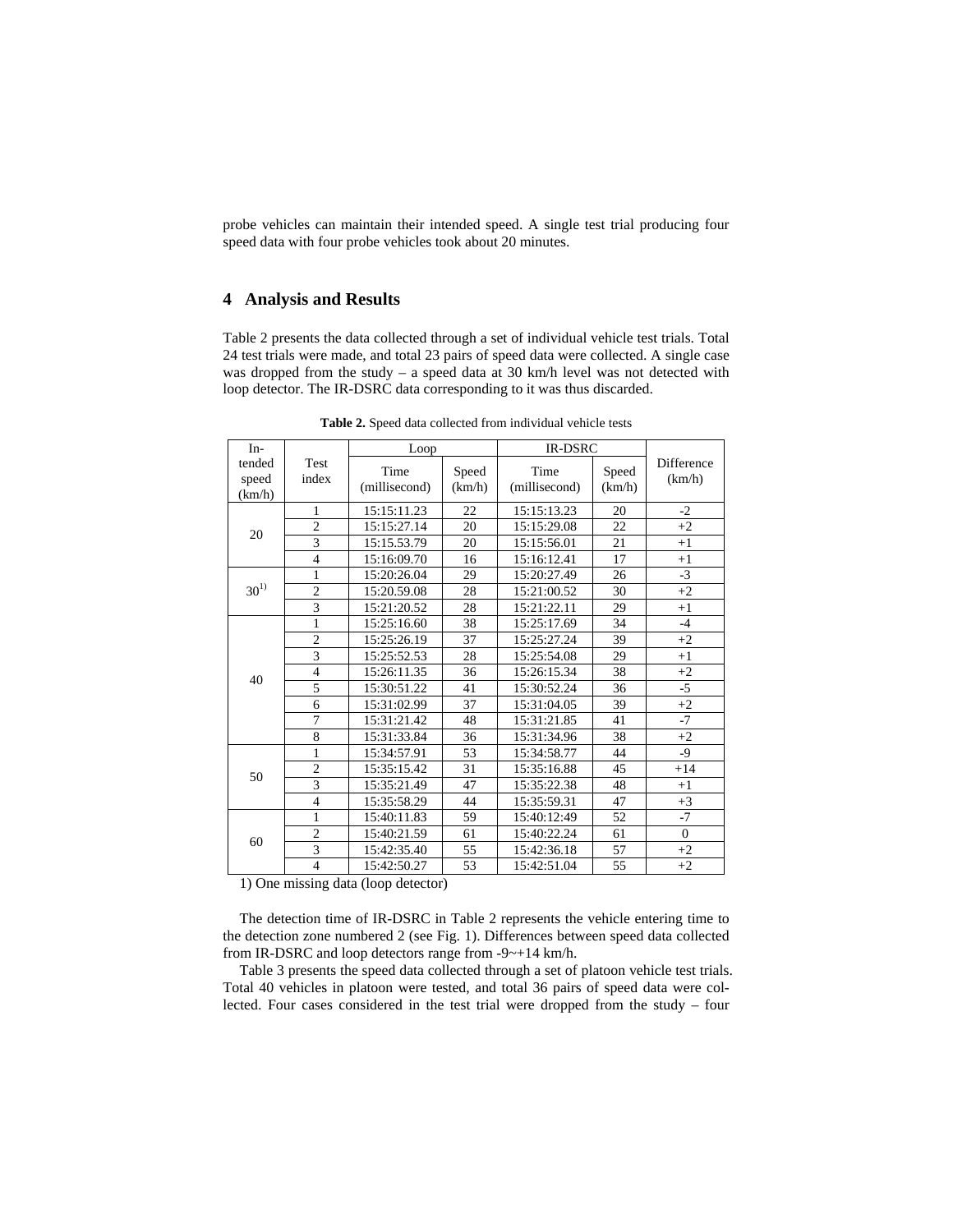probe vehicles can maintain their intended speed. A single test trial producing four speed data with four probe vehicles took about 20 minutes.

## 4 Analysis and Results

Table 2 presents the data collected through a set of individual vehicle test trials. Total 24 test trials were made, and total 23 pairs of speed data were collected. A single case was dropped from the study – a speed data at 30 km/h level was not detected with loop detector. The IR-DSRC data corresponding to it was thus discarded.

**Table 2.** Speed data collected from individual vehicle tests

| Intended speed (km/h) | Test index | Loop | | IR-DSRC | | Difference (km/h) |
|---|---|---|---|---|---|---|
| | | Time (millisecond) | Speed (km/h) | Time (millisecond) | Speed (km/h) | |
| 20 | 1 | 15:15:11.23 | 22 | 15:15:13.23 | 20 | -2 |
| | 2 | 15:15:27.14 | 20 | 15:15:29.08 | 22 | +2 |
| | 3 | 15:15:53.79 | 20 | 15:15:56.01 | 21 | +1 |
| | 4 | 15:16:09.70 | 16 | 15:16:12.41 | 17 | +1 |
| 30[1)] | 1 | 15:20:26.04 | 29 | 15:20:27.49 | 26 | -3 |
| | 2 | 15:20:59.08 | 28 | 15:21:00.52 | 30 | +2 |
| | 3 | 15:21:20.52 | 28 | 15:21:22.11 | 29 | +1 |
| 40 | 1 | 15:25:16.60 | 38 | 15:25:17.69 | 34 | -4 |
| | 2 | 15:25:26.19 | 37 | 15:25:27.24 | 39 | +2 |
| | 3 | 15:25:52.53 | 28 | 15:25:54.08 | 29 | +1 |
| | 4 | 15:26:11.35 | 36 | 15:26:15.34 | 38 | +2 |
| | 5 | 15:30:51.22 | 41 | 15:30:52.24 | 36 | -5 |
| | 6 | 15:31:02.99 | 37 | 15:31:04.05 | 39 | +2 |
| | 7 | 15:31:21.42 | 48 | 15:31:21.85 | 41 | -7 |
| | 8 | 15:31:33.84 | 36 | 15:31:34.96 | 38 | +2 |
| 50 | 1 | 15:34:57.91 | 53 | 15:34:58.77 | 44 | -9 |
| | 2 | 15:35:15.42 | 31 | 15:35:16.88 | 45 | +14 |
| | 3 | 15:35:21.49 | 47 | 15:35:22.38 | 48 | +1 |
| | 4 | 15:35:58.29 | 44 | 15:35:59.31 | 47 | +3 |
| 60 | 1 | 15:40:11.83 | 59 | 15:40:12.49 | 52 | -7 |
| | 2 | 15:40:21.59 | 61 | 15:40:22.24 | 61 | 0 |
| | 3 | 15:42:35.40 | 55 | 15:42:36.18 | 57 | +2 |
| | 4 | 15:42:50.27 | 53 | 15:42:51.04 | 55 | +2 |

1) One missing data (loop detector)

The detection time of IR-DSRC in Table 2 represents the vehicle entering time to the detection zone numbered 2 (see Fig. 1). Differences between speed data collected from IR-DSRC and loop detectors range from -9~+14 km/h.

Table 3 presents the speed data collected through a set of platoon vehicle test trials. Total 40 vehicles in platoon were tested, and total 36 pairs of speed data were collected. Four cases considered in the test trial were dropped from the study – four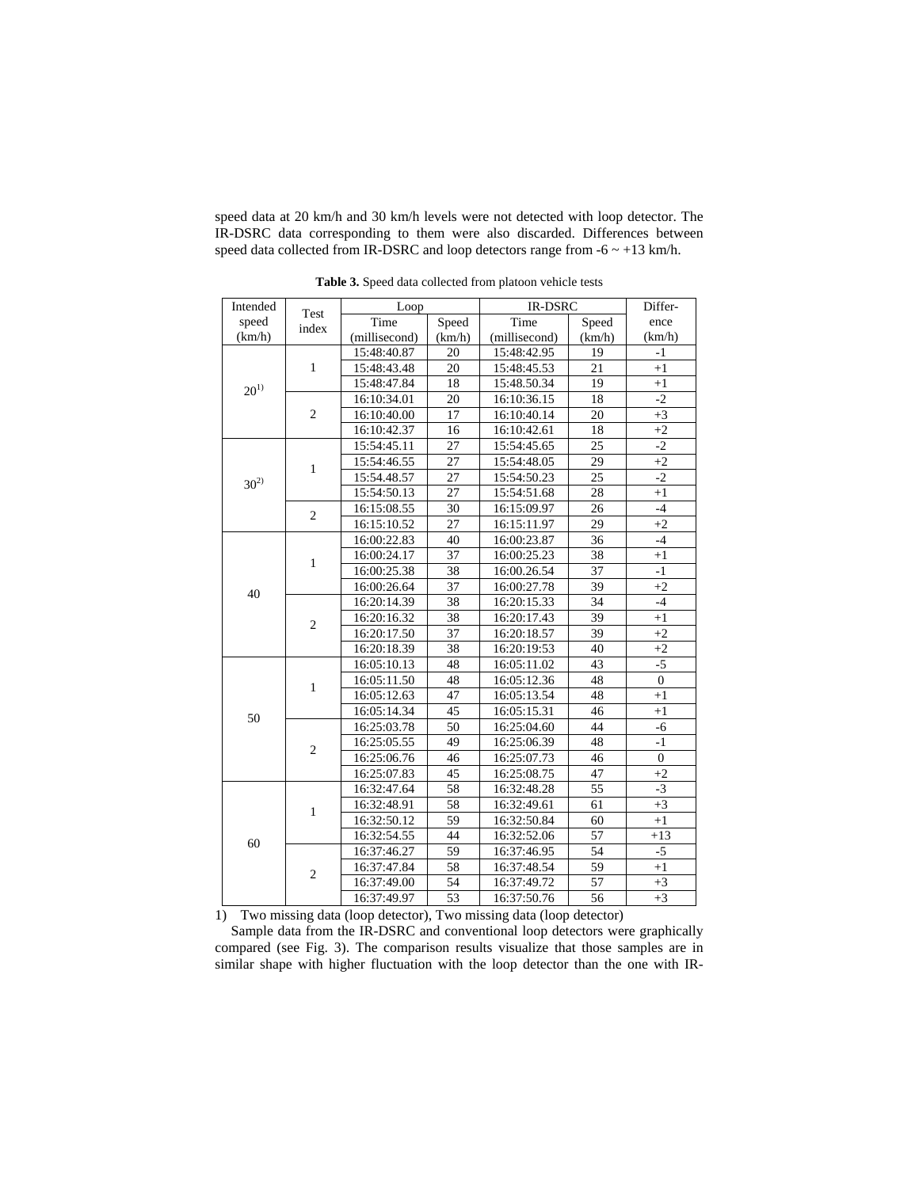speed data at 20 km/h and 30 km/h levels were not detected with loop detector. The IR-DSRC data corresponding to them were also discarded. Differences between speed data collected from IR-DSRC and loop detectors range from -6 ~ +13 km/h.

**Table 3.** Speed data collected from platoon vehicle tests

| Intended speed (km/h) | Test index | Loop | | IR-DSRC | | Difference (km/h) |
|---|---|---|---|---|---|---|
| | | Time (millisecond) | Speed (km/h) | Time (millisecond) | Speed (km/h) | |
| 20[1)] | 1 | 15:48:40.87 | 20 | 15:48:42.95 | 19 | -1 |
| | | 15:48:43.48 | 20 | 15:48:45.53 | 21 | +1 |
| | | 15:48:47.84 | 18 | 15:48:50.34 | 19 | +1 |
| | 2 | 16:10:34.01 | 20 | 16:10:36.15 | 18 | -2 |
| | | 16:10:40.00 | 17 | 16:10:40.14 | 20 | +3 |
| | | 16:10:42.37 | 16 | 16:10:42.61 | 18 | +2 |
| 30[2)] | 1 | 15:54:45.11 | 27 | 15:54:45.65 | 25 | -2 |
| | | 15:54:46.55 | 27 | 15:54:48.05 | 29 | +2 |
| | | 15:54:48.57 | 27 | 15:54:50.23 | 25 | -2 |
| | | 15:54:50.13 | 27 | 15:54:51.68 | 28 | +1 |
| | 2 | 16:15:08.55 | 30 | 16:15:09.97 | 26 | -4 |
| | | 16:15:10.52 | 27 | 16:15:11.97 | 29 | +2 |
| 40 | 1 | 16:00:22.83 | 40 | 16:00:23.87 | 36 | -4 |
| | | 16:00:24.17 | 37 | 16:00:25.23 | 38 | +1 |
| | | 16:00:25.38 | 38 | 16:00:26.54 | 37 | -1 |
| | | 16:00:26.64 | 37 | 16:00:27.78 | 39 | +2 |
| | 2 | 16:20:14.39 | 38 | 16:20:15.33 | 34 | -4 |
| | | 16:20:16.32 | 38 | 16:20:17.43 | 39 | +1 |
| | | 16:20:17.50 | 37 | 16:20:18.57 | 39 | +2 |
| | | 16:20:18.39 | 38 | 16:20:19:53 | 40 | +2 |
| 50 | 1 | 16:05:10.13 | 48 | 16:05:11.02 | 43 | -5 |
| | | 16:05:11.50 | 48 | 16:05:12.36 | 48 | 0 |
| | | 16:05:12.63 | 47 | 16:05:13.54 | 48 | +1 |
| | | 16:05:14.34 | 45 | 16:05:15.31 | 46 | +1 |
| | 2 | 16:25:03.78 | 50 | 16:25:04.60 | 44 | -6 |
| | | 16:25:05.55 | 49 | 16:25:06.39 | 48 | -1 |
| | | 16:25:06.76 | 46 | 16:25:07.73 | 46 | 0 |
| | | 16:25:07.83 | 45 | 16:25:08.75 | 47 | +2 |
| 60 | 1 | 16:32:47.64 | 58 | 16:32:48.28 | 55 | -3 |
| | | 16:32:48.91 | 58 | 16:32:49.61 | 61 | +3 |
| | | 16:32:50.12 | 59 | 16:32:50.84 | 60 | +1 |
| | | 16:32:54.55 | 44 | 16:32:52.06 | 57 | +13 |
| | 2 | 16:37:46.27 | 59 | 16:37:46.95 | 54 | -5 |
| | | 16:37:47.84 | 58 | 16:37:48.54 | 59 | +1 |
| | | 16:37:49.00 | 54 | 16:37:49.72 | 57 | +3 |
| | | 16:37:49.97 | 53 | 16:37:50.76 | 56 | +3 |

1) Two missing data (loop detector), Two missing data (loop detector)

Sample data from the IR-DSRC and conventional loop detectors were graphically compared (see Fig. 3). The comparison results visualize that those samples are in similar shape with higher fluctuation with the loop detector than the one with IR-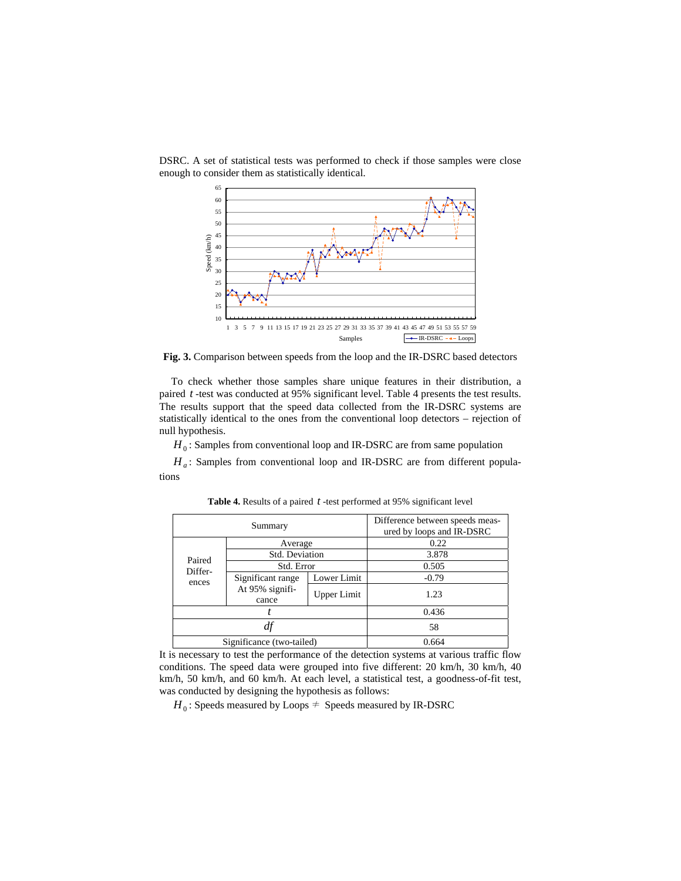DSRC. A set of statistical tests was performed to check if those samples were close enough to consider them as statistically identical.

**Fig. 3.** Comparison between speeds from the loop and the IR-DSRC based detectors

To check whether those samples share unique features in their distribution, a paired $t$-test was conducted at 95% significant level. Table 4 presents the test results. The results support that the speed data collected from the IR-DSRC systems are statistically identical to the ones from the conventional loop detectors – rejection of null hypothesis.

$H_0$: Samples from conventional loop and IR-DSRC are from same population

$H_a$: Samples from conventional loop and IR-DSRC are from different populations

**Table 4.** Results of a paired $t$-test performed at 95% significant level

| Summary | | | Difference between speeds measured by loops and IR-DSRC |
|---|---|---|---|
| Paired Differences | Average | | 0.22 |
| | Std. Deviation | | 3.878 |
| | Std. Error | | 0.505 |
| | Significant range At 95% significance | Lower Limit | -0.79 |
| | | Upper Limit | 1.23 |
| $t$ | | | 0.436 |
| $df$ | | | 58 |
| Significance (two-tailed) | | | 0.664 |

It is necessary to test the performance of the detection systems at various traffic flow conditions. The speed data were grouped into five different: 20 km/h, 30 km/h, 40 km/h, 50 km/h, and 60 km/h. At each level, a statistical test, a goodness-of-fit test, was conducted by designing the hypothesis as follows:

$H_0$: Speeds measured by Loops $\neq$ Speeds measured by IR-DSRC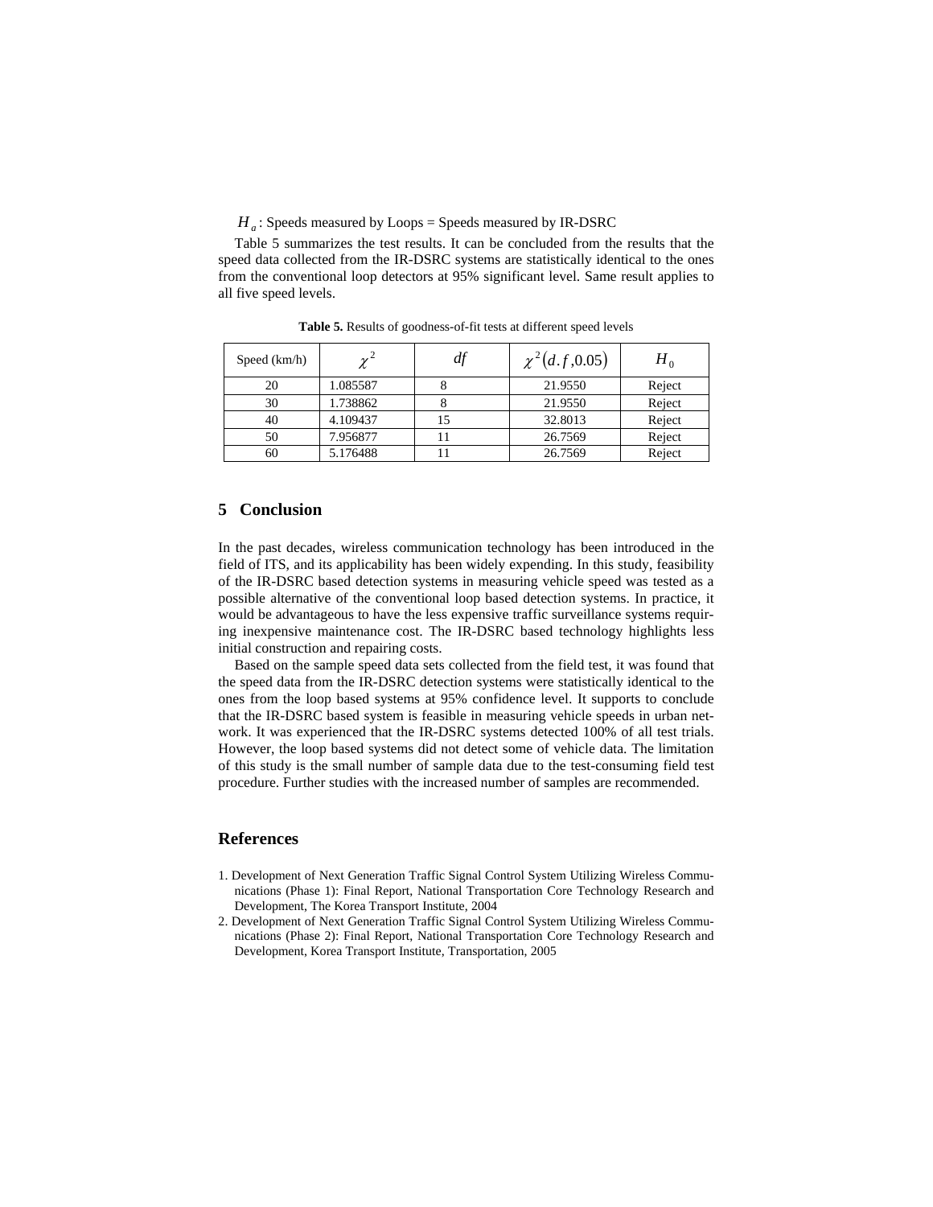$H_a$: Speeds measured by Loops = Speeds measured by IR-DSRC

Table 5 summarizes the test results. It can be concluded from the results that the speed data collected from the IR-DSRC systems are statistically identical to the ones from the conventional loop detectors at 95% significant level. Same result applies to all five speed levels.

**Table 5.** Results of goodness-of-fit tests at different speed levels

| Speed (km/h) | $\chi^2$ | $df$ | $\chi^2(d.f, 0.05)$ | $H_0$ |
|---|---|---|---|---|
| 20 | 1.085587 | 8 | 21.9550 | Reject |
| 30 | 1.738862 | 8 | 21.9550 | Reject |
| 40 | 4.109437 | 15 | 32.8013 | Reject |
| 50 | 7.956877 | 11 | 26.7569 | Reject |
| 60 | 5.176488 | 11 | 26.7569 | Reject |

## 5 Conclusion

In the past decades, wireless communication technology has been introduced in the field of ITS, and its applicability has been widely expending. In this study, feasibility of the IR-DSRC based detection systems in measuring vehicle speed was tested as a possible alternative of the conventional loop based detection systems. In practice, it would be advantageous to have the less expensive traffic surveillance systems requiring inexpensive maintenance cost. The IR-DSRC based technology highlights less initial construction and repairing costs.

Based on the sample speed data sets collected from the field test, it was found that the speed data from the IR-DSRC detection systems were statistically identical to the ones from the loop based systems at 95% confidence level. It supports to conclude that the IR-DSRC based system is feasible in measuring vehicle speeds in urban network. It was experienced that the IR-DSRC systems detected 100% of all test trials. However, the loop based systems did not detect some of vehicle data. The limitation of this study is the small number of sample data due to the test-consuming field test procedure. Further studies with the increased number of samples are recommended.

## References

1. Development of Next Generation Traffic Signal Control System Utilizing Wireless Communications (Phase 1): Final Report, National Transportation Core Technology Research and Development, The Korea Transport Institute, 2004
2. Development of Next Generation Traffic Signal Control System Utilizing Wireless Communications (Phase 2): Final Report, National Transportation Core Technology Research and Development, Korea Transport Institute, Transportation, 2005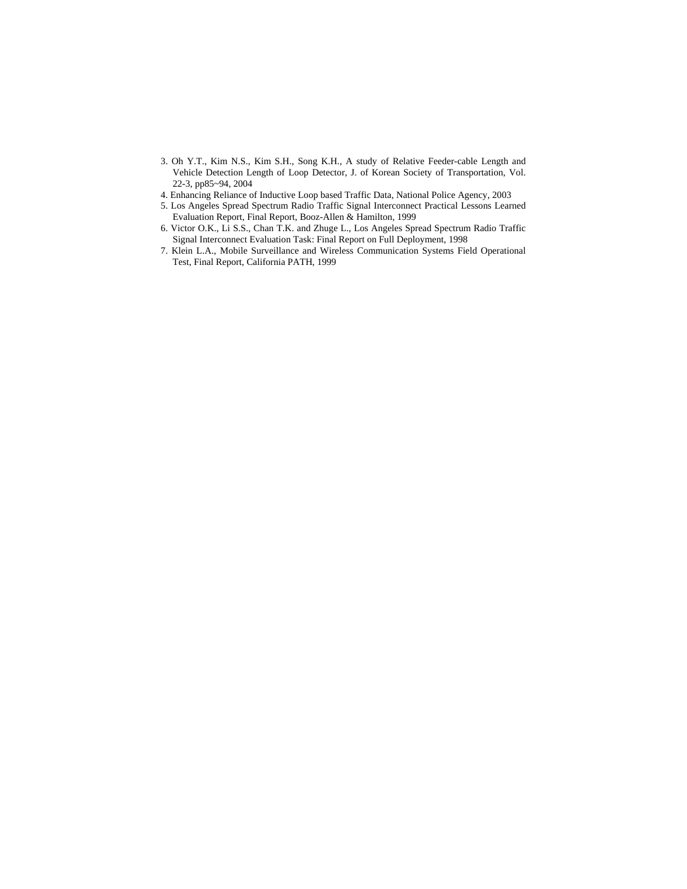3. Oh Y.T., Kim N.S., Kim S.H., Song K.H., A study of Relative Feeder-cable Length and Vehicle Detection Length of Loop Detector, J. of Korean Society of Transportation, Vol. 22-3, pp85~94, 2004
4. Enhancing Reliance of Inductive Loop based Traffic Data, National Police Agency, 2003
5. Los Angeles Spread Spectrum Radio Traffic Signal Interconnect Practical Lessons Learned Evaluation Report, Final Report, Booz-Allen & Hamilton, 1999
6. Victor O.K., Li S.S., Chan T.K. and Zhuge L., Los Angeles Spread Spectrum Radio Traffic Signal Interconnect Evaluation Task: Final Report on Full Deployment, 1998
7. Klein L.A., Mobile Surveillance and Wireless Communication Systems Field Operational Test, Final Report, California PATH, 1999